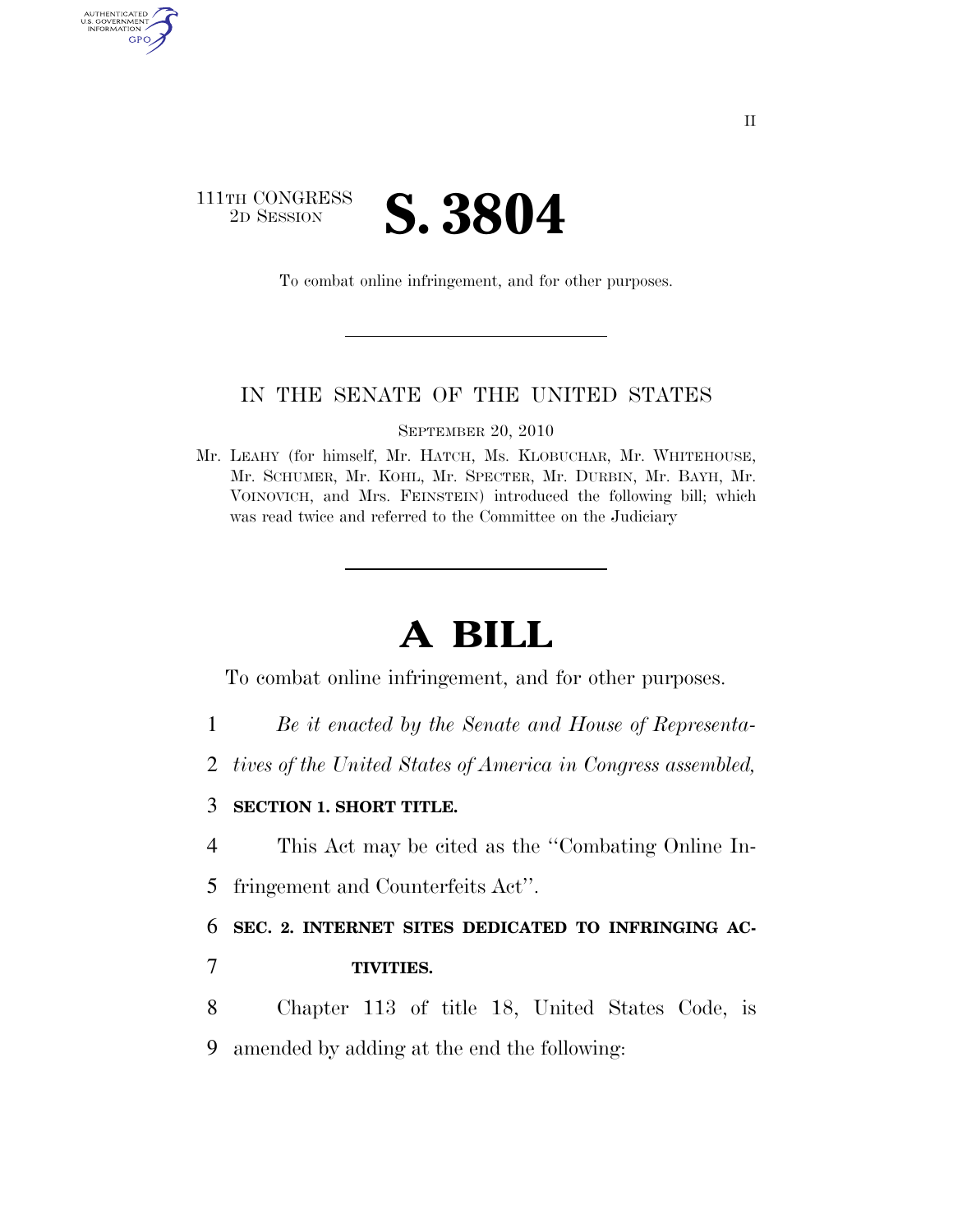111TH CONGRESS
2D SESSION

# S. 3804

To combat online infringement, and for other purposes.

---

IN THE SENATE OF THE UNITED STATES

SEPTEMBER 20, 2010

Mr. LEAHY (for himself, Mr. HATCH, Ms. KLOBUCHAR, Mr. WHITEHOUSE, Mr. SCHUMER, Mr. KOHL, Mr. SPECTER, Mr. DURBIN, Mr. BAYH, Mr. VOINOVICH, and Mrs. FEINSTEIN) introduced the following bill; which was read twice and referred to the Committee on the Judiciary

---

# A BILL

To combat online infringement, and for other purposes.

1 *Be it enacted by the Senate and House of Representa-*
2 *tives of the United States of America in Congress assembled,*

3 **SECTION 1. SHORT TITLE.**

4 This Act may be cited as the "Combating Online In-
5 fringement and Counterfeits Act".

6 **SEC. 2. INTERNET SITES DEDICATED TO INFRINGING AC-**
7 **TIVITIES.**

8 Chapter 113 of title 18, United States Code, is
9 amended by adding at the end the following: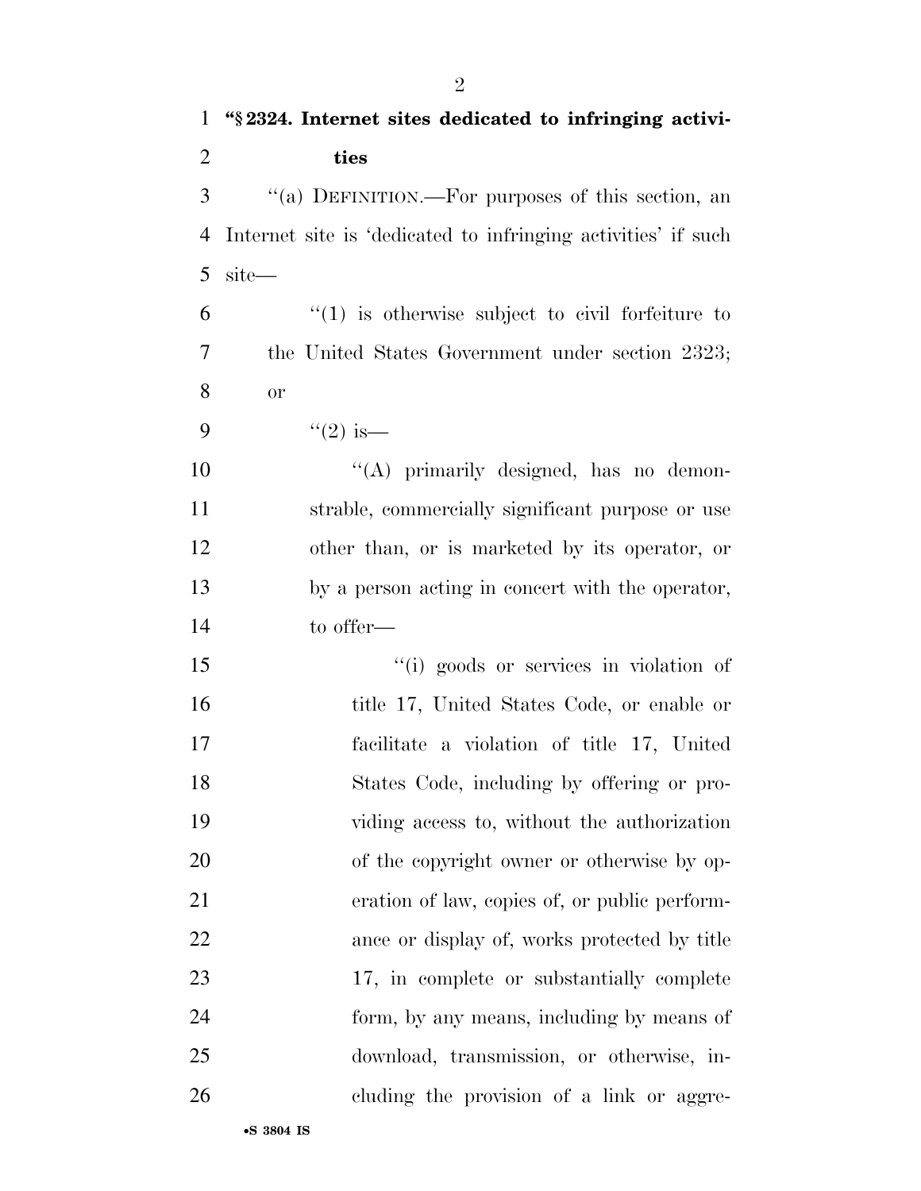**"§ 2324. Internet sites dedicated to infringing activities**

"(a) DEFINITION.—For purposes of this section, an Internet site is 'dedicated to infringing activities' if such site—

"(1) is otherwise subject to civil forfeiture to the United States Government under section 2323; or

"(2) is—

"(A) primarily designed, has no demonstrable, commercially significant purpose or use other than, or is marketed by its operator, or by a person acting in concert with the operator, to offer—

"(i) goods or services in violation of title 17, United States Code, or enable or facilitate a violation of title 17, United States Code, including by offering or providing access to, without the authorization of the copyright owner or otherwise by operation of law, copies of, or public performance or display of, works protected by title 17, in complete or substantially complete form, by any means, including by means of download, transmission, or otherwise, including the provision of a link or aggre-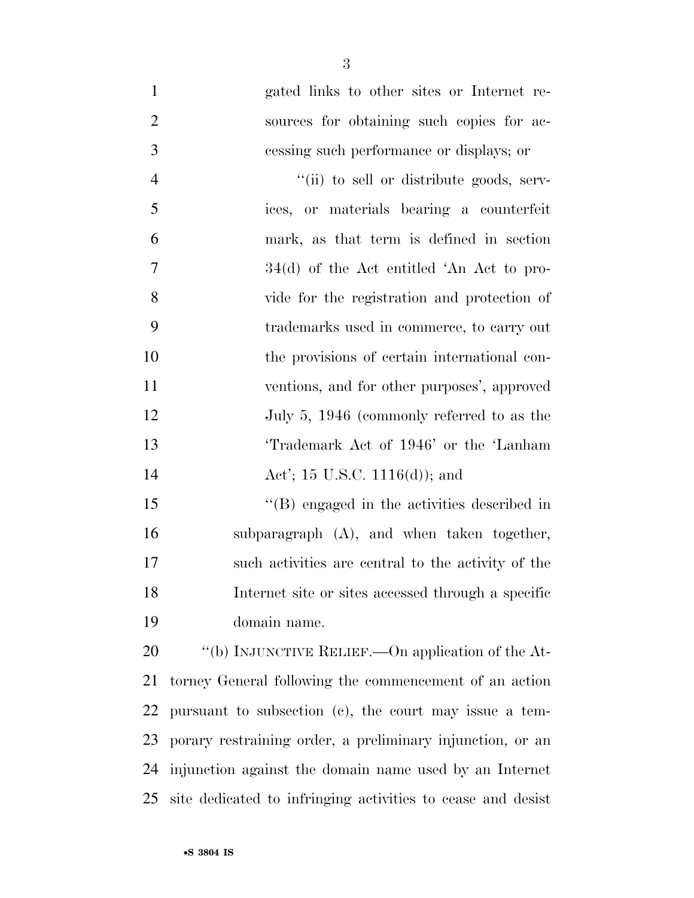gated links to other sites or Internet resources for obtaining such copies for accessing such performance or displays; or

"(ii) to sell or distribute goods, services, or materials bearing a counterfeit mark, as that term is defined in section 34(d) of the Act entitled 'An Act to provide for the registration and protection of trademarks used in commerce, to carry out the provisions of certain international conventions, and for other purposes', approved July 5, 1946 (commonly referred to as the 'Trademark Act of 1946' or the 'Lanham Act'; 15 U.S.C. 1116(d)); and

"(B) engaged in the activities described in subparagraph (A), and when taken together, such activities are central to the activity of the Internet site or sites accessed through a specific domain name.

"(b) INJUNCTIVE RELIEF.—On application of the Attorney General following the commencement of an action pursuant to subsection (c), the court may issue a temporary restraining order, a preliminary injunction, or an injunction against the domain name used by an Internet site dedicated to infringing activities to cease and desist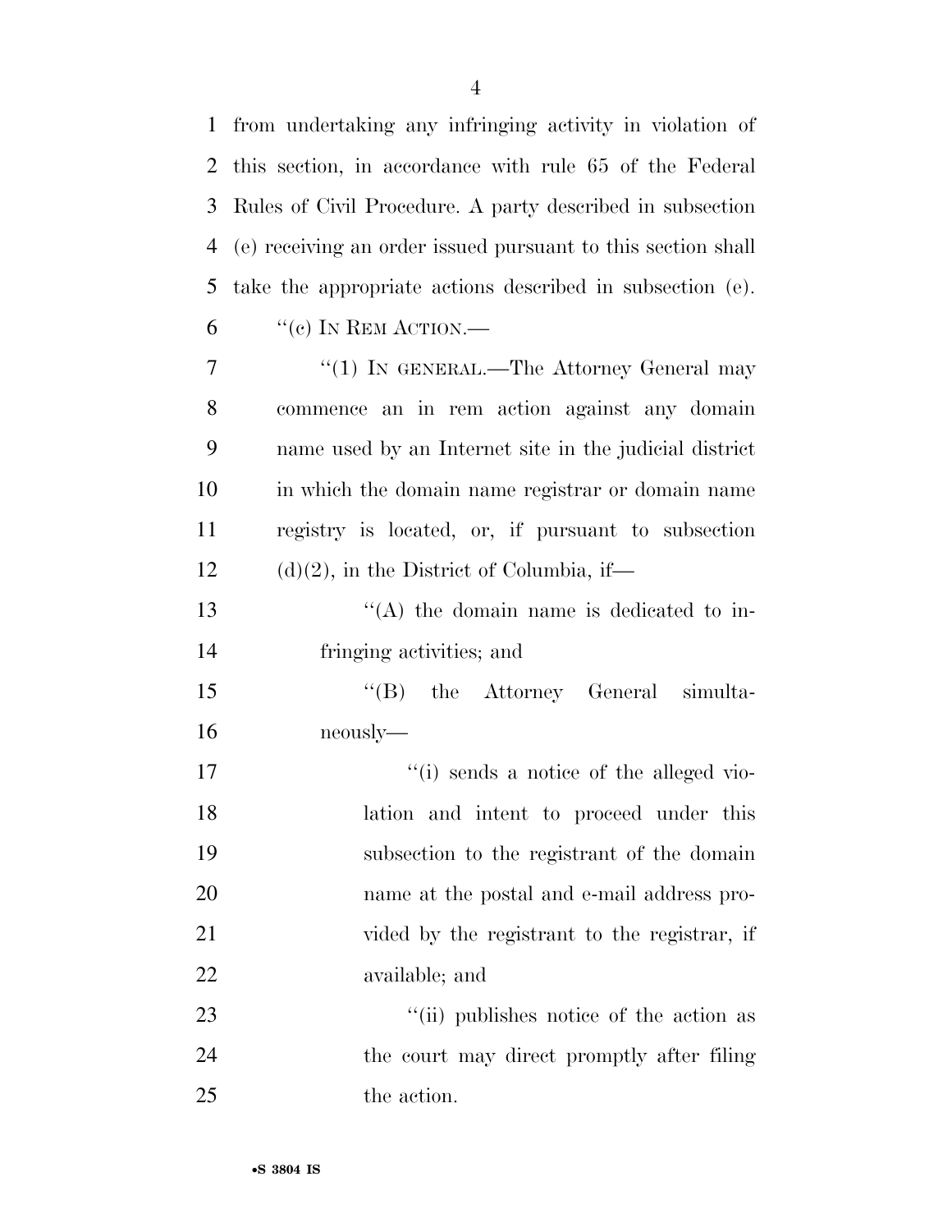from undertaking any infringing activity in violation of this section, in accordance with rule 65 of the Federal Rules of Civil Procedure. A party described in subsection (e) receiving an order issued pursuant to this section shall take the appropriate actions described in subsection (e).

''(c) IN REM ACTION.—

''(1) IN GENERAL.—The Attorney General may commence an in rem action against any domain name used by an Internet site in the judicial district in which the domain name registrar or domain name registry is located, or, if pursuant to subsection (d)(2), in the District of Columbia, if—

''(A) the domain name is dedicated to infringing activities; and

''(B) the Attorney General simultaneously—

''(i) sends a notice of the alleged violation and intent to proceed under this subsection to the registrant of the domain name at the postal and e-mail address provided by the registrant to the registrar, if available; and

''(ii) publishes notice of the action as the court may direct promptly after filing the action.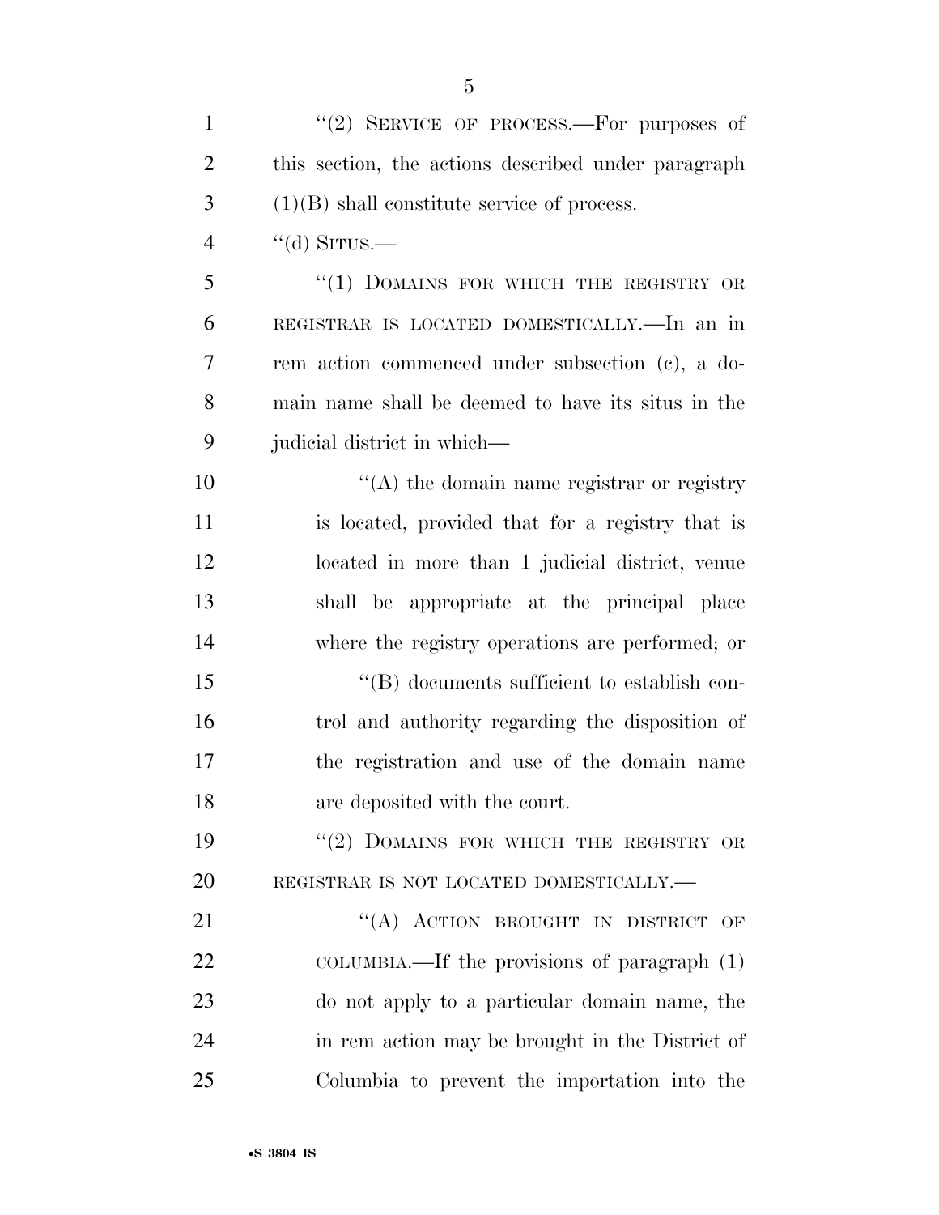"(2) SERVICE OF PROCESS.—For purposes of this section, the actions described under paragraph (1)(B) shall constitute service of process.

"(d) SITUS.—

"(1) DOMAINS FOR WHICH THE REGISTRY OR REGISTRAR IS LOCATED DOMESTICALLY.—In an in rem action commenced under subsection (c), a domain name shall be deemed to have its situs in the judicial district in which—

"(A) the domain name registrar or registry is located, provided that for a registry that is located in more than 1 judicial district, venue shall be appropriate at the principal place where the registry operations are performed; or

"(B) documents sufficient to establish control and authority regarding the disposition of the registration and use of the domain name are deposited with the court.

"(2) DOMAINS FOR WHICH THE REGISTRY OR REGISTRAR IS NOT LOCATED DOMESTICALLY.—

"(A) ACTION BROUGHT IN DISTRICT OF COLUMBIA.—If the provisions of paragraph (1) do not apply to a particular domain name, the in rem action may be brought in the District of Columbia to prevent the importation into the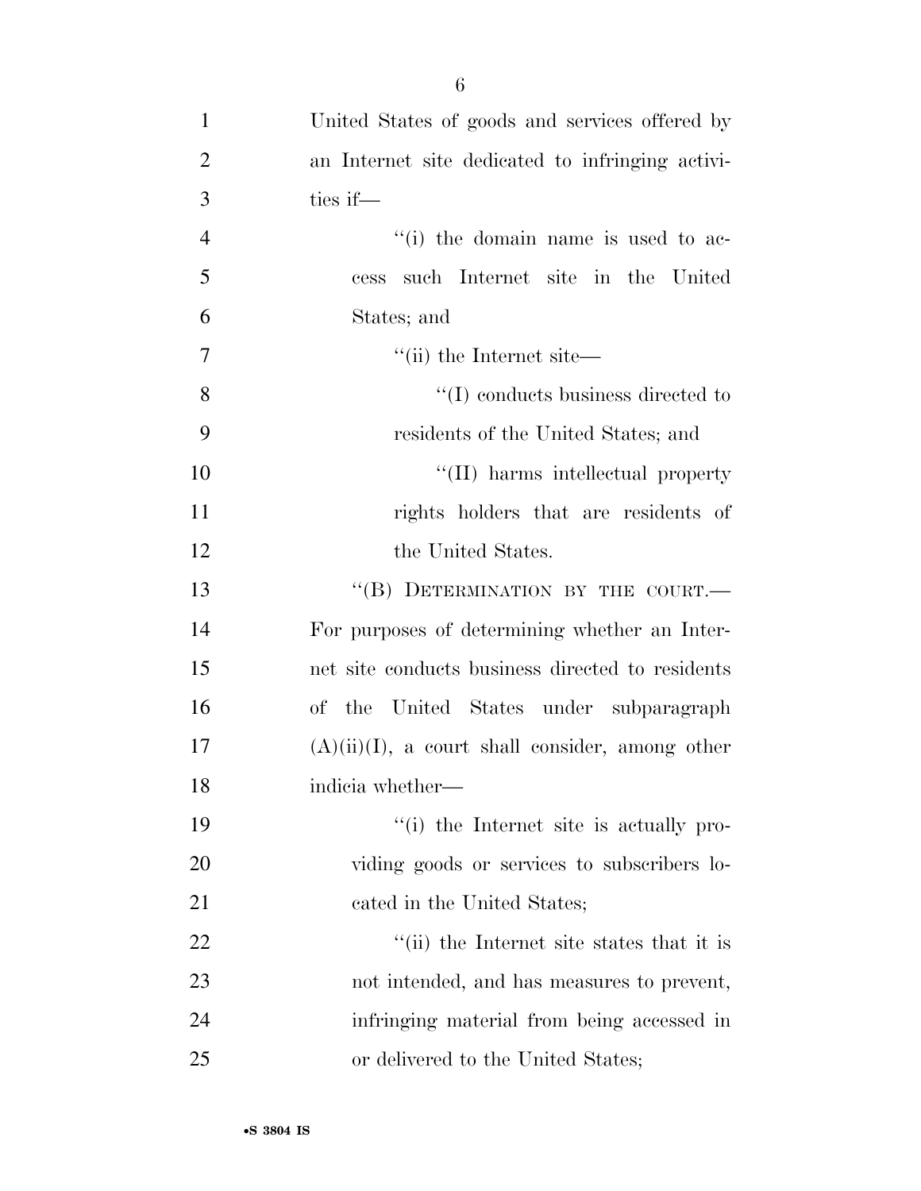United States of goods and services offered by an Internet site dedicated to infringing activities if—

''(i) the domain name is used to access such Internet site in the United States; and

''(ii) the Internet site—

''(I) conducts business directed to residents of the United States; and

''(II) harms intellectual property rights holders that are residents of the United States.

''(B) DETERMINATION BY THE COURT.— For purposes of determining whether an Internet site conducts business directed to residents of the United States under subparagraph (A)(ii)(I), a court shall consider, among other indicia whether—

''(i) the Internet site is actually providing goods or services to subscribers located in the United States;

''(ii) the Internet site states that it is not intended, and has measures to prevent, infringing material from being accessed in or delivered to the United States;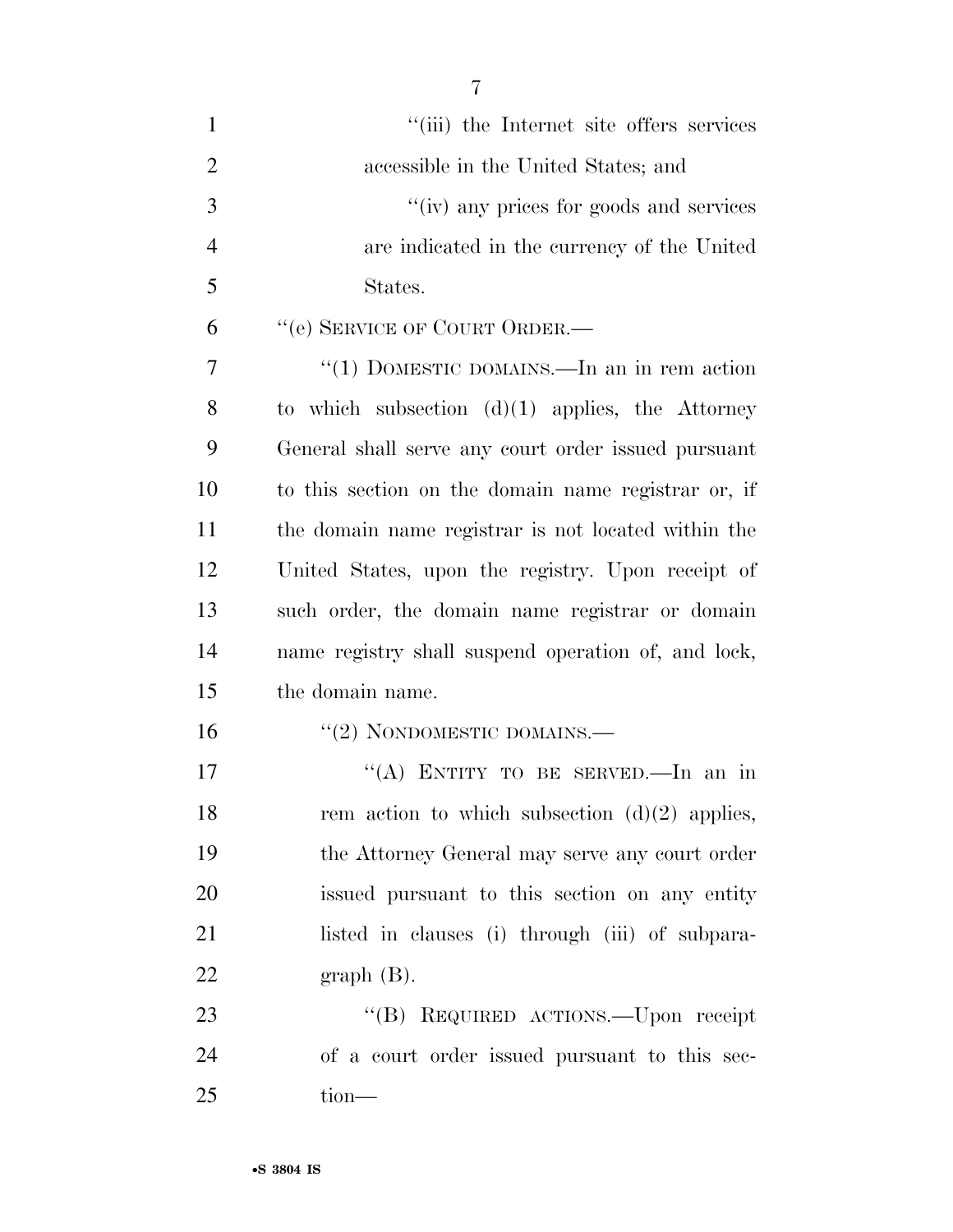''(iii) the Internet site offers services accessible in the United States; and

''(iv) any prices for goods and services are indicated in the currency of the United States.

''(e) SERVICE OF COURT ORDER.—

''(1) DOMESTIC DOMAINS.—In an in rem action to which subsection (d)(1) applies, the Attorney General shall serve any court order issued pursuant to this section on the domain name registrar or, if the domain name registrar is not located within the United States, upon the registry. Upon receipt of such order, the domain name registrar or domain name registry shall suspend operation of, and lock, the domain name.

''(2) NONDOMESTIC DOMAINS.—

''(A) ENTITY TO BE SERVED.—In an in rem action to which subsection (d)(2) applies, the Attorney General may serve any court order issued pursuant to this section on any entity listed in clauses (i) through (iii) of subparagraph (B).

''(B) REQUIRED ACTIONS.—Upon receipt of a court order issued pursuant to this section—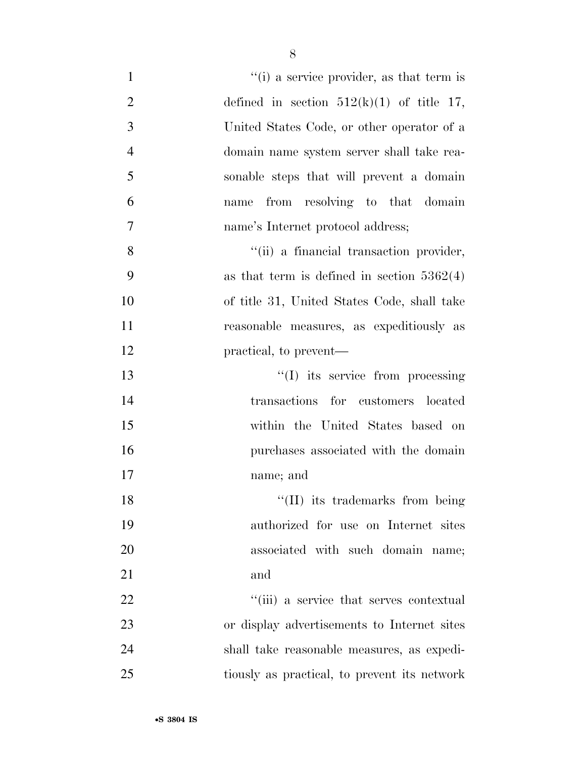''(i) a service provider, as that term is defined in section 512(k)(1) of title 17, United States Code, or other operator of a domain name system server shall take reasonable steps that will prevent a domain name from resolving to that domain name's Internet protocol address;

''(ii) a financial transaction provider, as that term is defined in section 5362(4) of title 31, United States Code, shall take reasonable measures, as expeditiously as practical, to prevent—

''(I) its service from processing transactions for customers located within the United States based on purchases associated with the domain name; and

''(II) its trademarks from being authorized for use on Internet sites associated with such domain name; and

''(iii) a service that serves contextual or display advertisements to Internet sites shall take reasonable measures, as expeditiously as practical, to prevent its network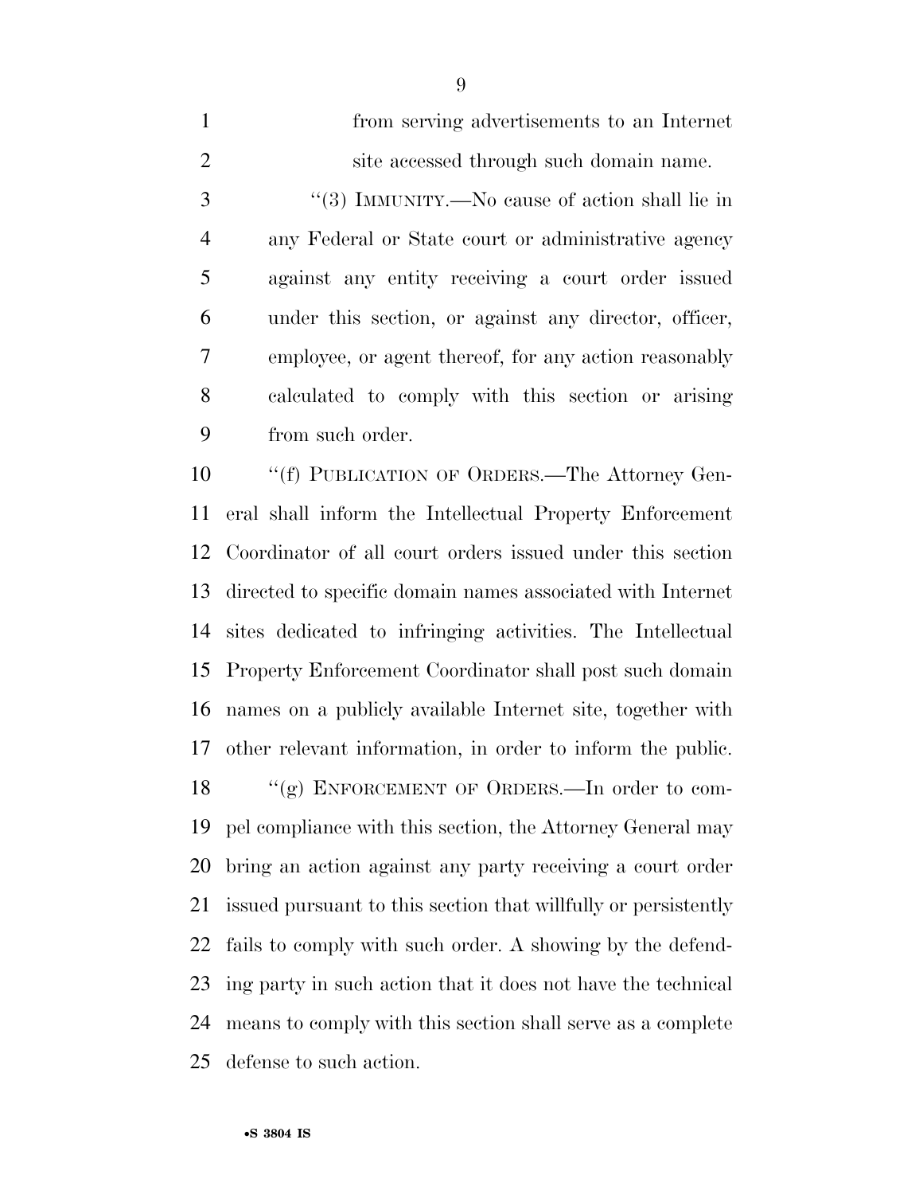from serving advertisements to an Internet site accessed through such domain name.

"(3) IMMUNITY.—No cause of action shall lie in any Federal or State court or administrative agency against any entity receiving a court order issued under this section, or against any director, officer, employee, or agent thereof, for any action reasonably calculated to comply with this section or arising from such order.

"(f) PUBLICATION OF ORDERS.—The Attorney General shall inform the Intellectual Property Enforcement Coordinator of all court orders issued under this section directed to specific domain names associated with Internet sites dedicated to infringing activities. The Intellectual Property Enforcement Coordinator shall post such domain names on a publicly available Internet site, together with other relevant information, in order to inform the public.

"(g) ENFORCEMENT OF ORDERS.—In order to compel compliance with this section, the Attorney General may bring an action against any party receiving a court order issued pursuant to this section that willfully or persistently fails to comply with such order. A showing by the defending party in such action that it does not have the technical means to comply with this section shall serve as a complete defense to such action.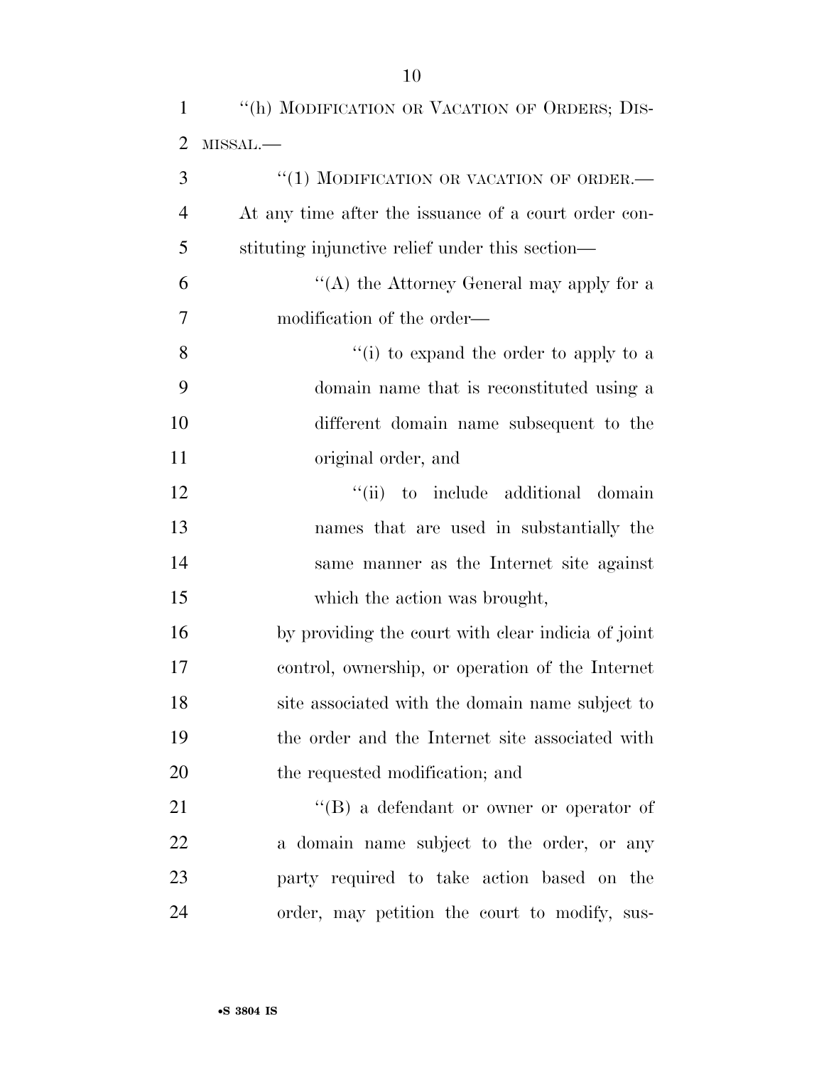"(h) MODIFICATION OR VACATION OF ORDERS; DISMISSAL.—

"(1) MODIFICATION OR VACATION OF ORDER.— At any time after the issuance of a court order constituting injunctive relief under this section—

"(A) the Attorney General may apply for a modification of the order—

"(i) to expand the order to apply to a domain name that is reconstituted using a different domain name subsequent to the original order, and

"(ii) to include additional domain names that are used in substantially the same manner as the Internet site against which the action was brought,

by providing the court with clear indicia of joint control, ownership, or operation of the Internet site associated with the domain name subject to the order and the Internet site associated with the requested modification; and

"(B) a defendant or owner or operator of a domain name subject to the order, or any party required to take action based on the order, may petition the court to modify, sus-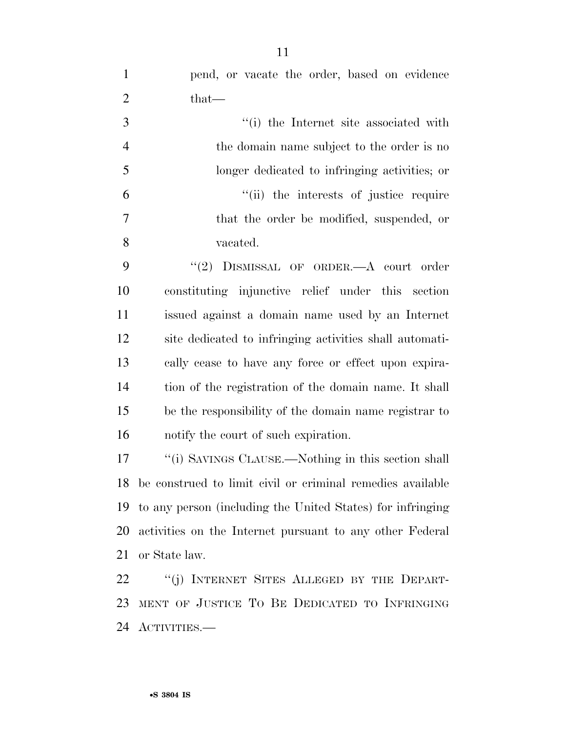pend, or vacate the order, based on evidence that—

"(i) the Internet site associated with the domain name subject to the order is no longer dedicated to infringing activities; or

"(ii) the interests of justice require that the order be modified, suspended, or vacated.

"(2) DISMISSAL OF ORDER.—A court order constituting injunctive relief under this section issued against a domain name used by an Internet site dedicated to infringing activities shall automatically cease to have any force or effect upon expiration of the registration of the domain name. It shall be the responsibility of the domain name registrar to notify the court of such expiration.

"(i) SAVINGS CLAUSE.—Nothing in this section shall be construed to limit civil or criminal remedies available to any person (including the United States) for infringing activities on the Internet pursuant to any other Federal or State law.

"(j) INTERNET SITES ALLEGED BY THE DEPARTMENT OF JUSTICE TO BE DEDICATED TO INFRINGING ACTIVITIES.—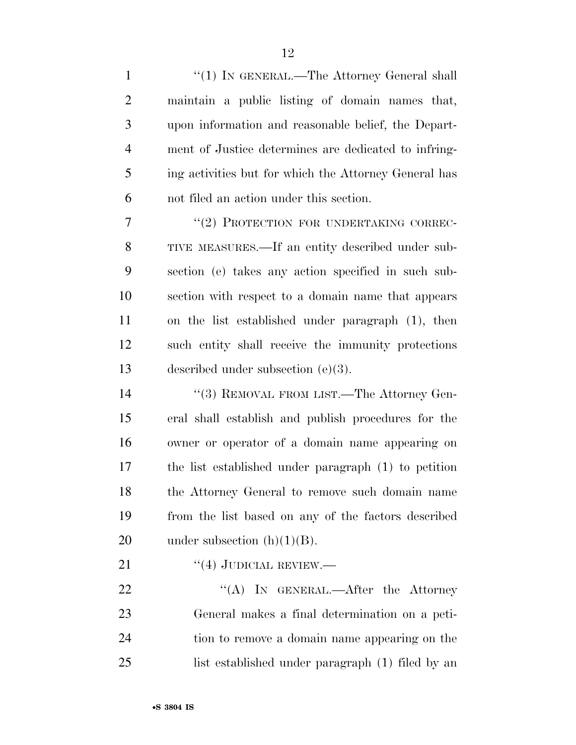"(1) IN GENERAL.—The Attorney General shall maintain a public listing of domain names that, upon information and reasonable belief, the Department of Justice determines are dedicated to infringing activities but for which the Attorney General has not filed an action under this section.

"(2) PROTECTION FOR UNDERTAKING CORRECTIVE MEASURES.—If an entity described under subsection (e) takes any action specified in such subsection with respect to a domain name that appears on the list established under paragraph (1), then such entity shall receive the immunity protections described under subsection (e)(3).

"(3) REMOVAL FROM LIST.—The Attorney General shall establish and publish procedures for the owner or operator of a domain name appearing on the list established under paragraph (1) to petition the Attorney General to remove such domain name from the list based on any of the factors described under subsection (h)(1)(B).

"(4) JUDICIAL REVIEW.—

"(A) IN GENERAL.—After the Attorney General makes a final determination on a petition to remove a domain name appearing on the list established under paragraph (1) filed by an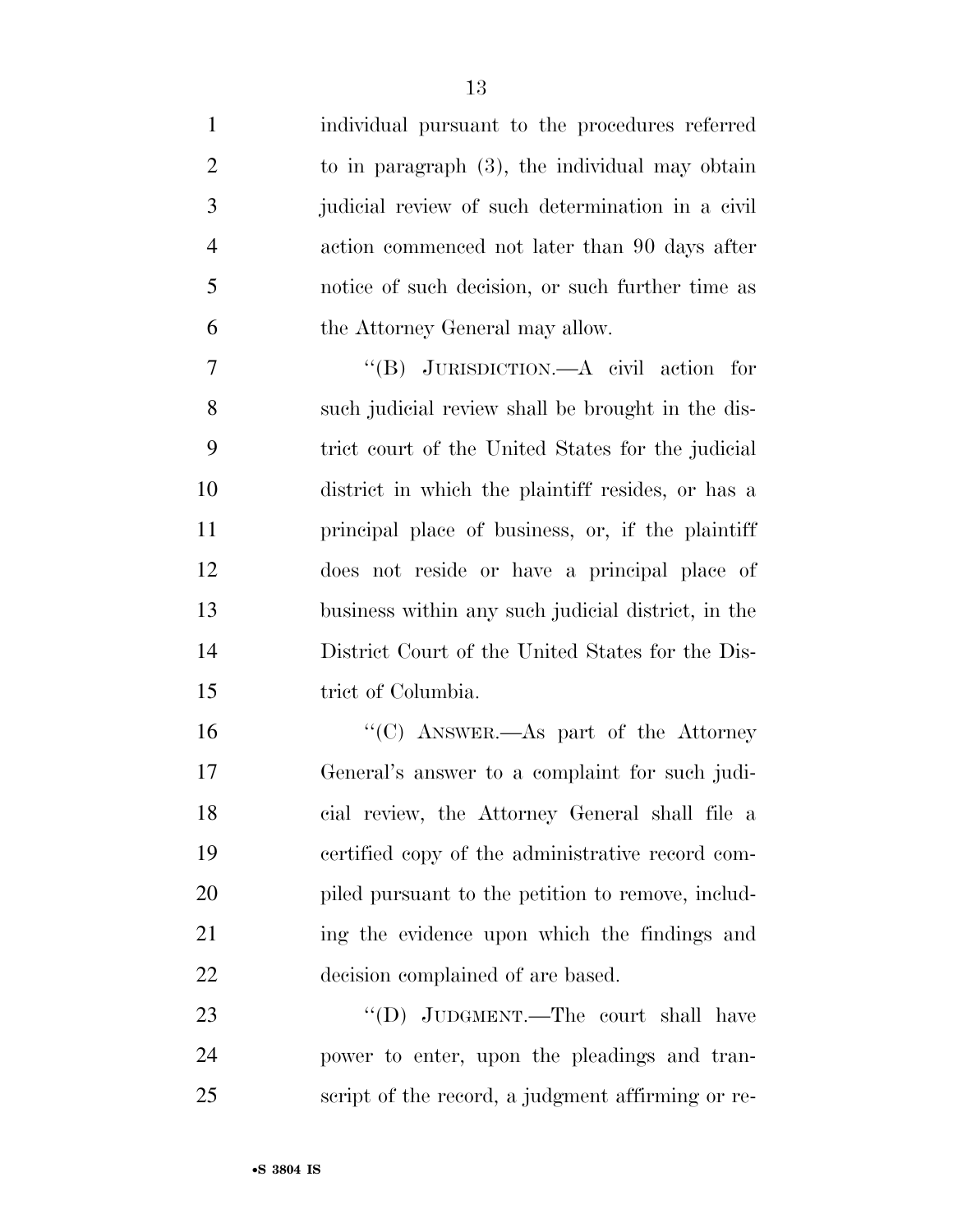individual pursuant to the procedures referred to in paragraph (3), the individual may obtain judicial review of such determination in a civil action commenced not later than 90 days after notice of such decision, or such further time as the Attorney General may allow.

"(B) JURISDICTION.—A civil action for such judicial review shall be brought in the district court of the United States for the judicial district in which the plaintiff resides, or has a principal place of business, or, if the plaintiff does not reside or have a principal place of business within any such judicial district, in the District Court of the United States for the District of Columbia.

"(C) ANSWER.—As part of the Attorney General's answer to a complaint for such judicial review, the Attorney General shall file a certified copy of the administrative record compiled pursuant to the petition to remove, including the evidence upon which the findings and decision complained of are based.

"(D) JUDGMENT.—The court shall have power to enter, upon the pleadings and transcript of the record, a judgment affirming or re-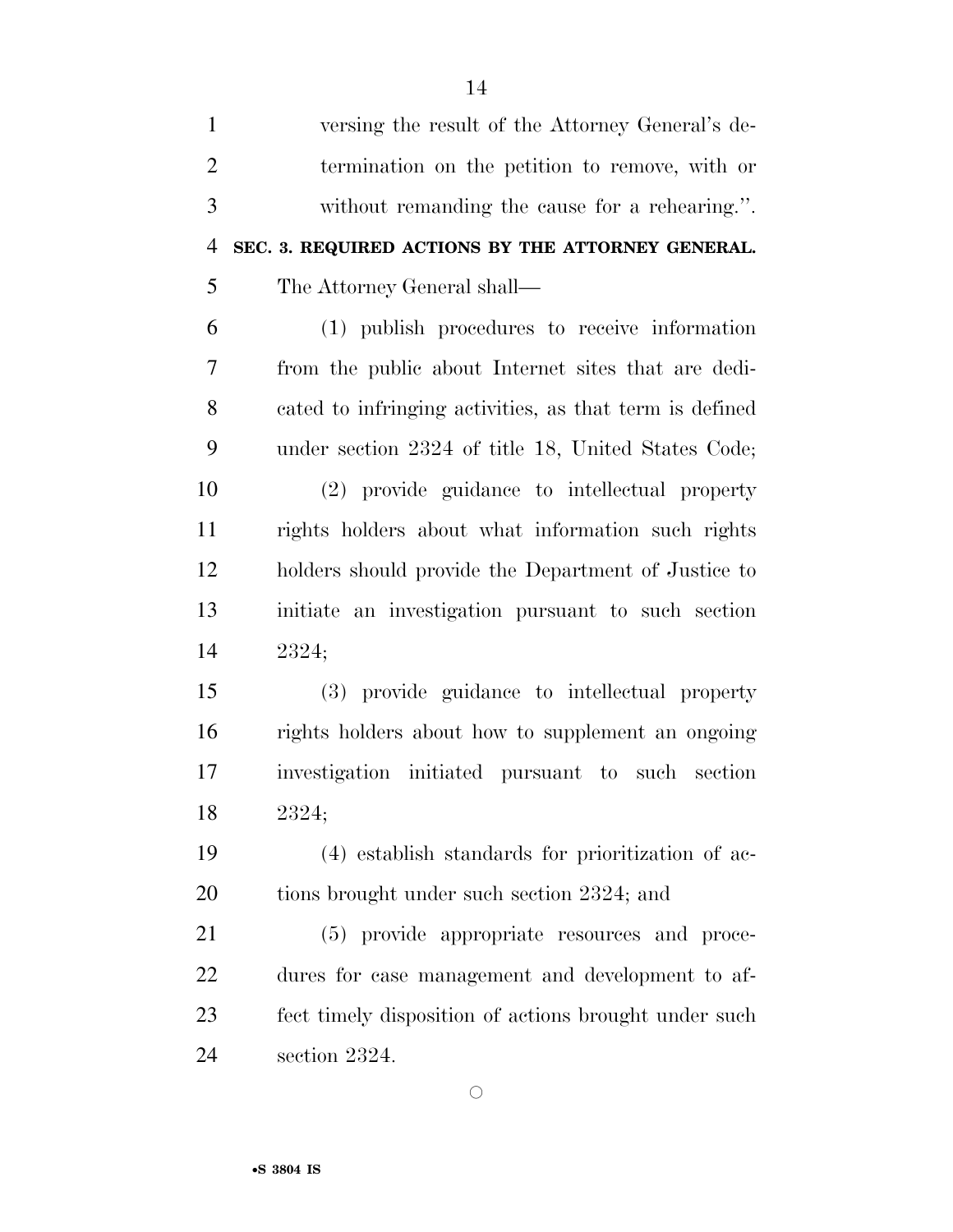versing the result of the Attorney General's determination on the petition to remove, with or without remanding the cause for a rehearing.''.

**SEC. 3. REQUIRED ACTIONS BY THE ATTORNEY GENERAL.**

The Attorney General shall—

(1) publish procedures to receive information from the public about Internet sites that are dedicated to infringing activities, as that term is defined under section 2324 of title 18, United States Code;

(2) provide guidance to intellectual property rights holders about what information such rights holders should provide the Department of Justice to initiate an investigation pursuant to such section 2324;

(3) provide guidance to intellectual property rights holders about how to supplement an ongoing investigation initiated pursuant to such section 2324;

(4) establish standards for prioritization of actions brought under such section 2324; and

(5) provide appropriate resources and procedures for case management and development to affect timely disposition of actions brought under such section 2324.

○